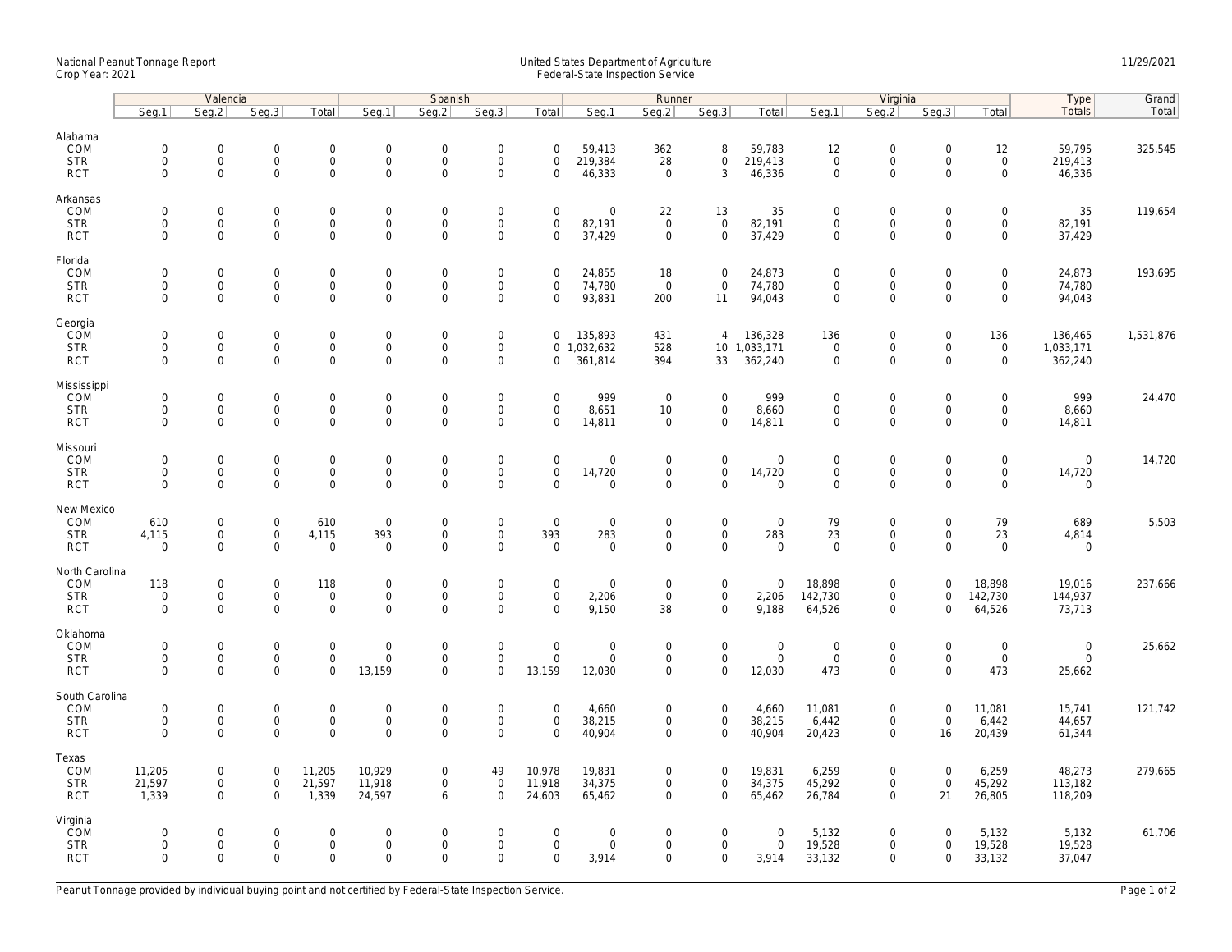National Peanut Tonnage Report
Crop Year: 2021

United States Department of Agriculture
Federal-State Inspection Service

11/29/2021

| | Valencia | | | | Spanish | | | | Runner | | | | Virginia | | | | Type | Grand |
|---|---|---|---|---|---|---|---|---|---|---|---|---|---|---|---|---|---|---|
| | Seg.1 | Seg.2 | Seg.3 | Total | Seg.1 | Seg.2 | Seg.3 | Total | Seg.1 | Seg.2 | Seg.3 | Total | Seg.1 | Seg.2 | Seg.3 | Total | Totals | Total |
| **Alabama** | | | | | | | | | | | | | | | | | | |
| COM | 0 | 0 | 0 | 0 | 0 | 0 | 0 | 0 | 59,413 | 362 | 8 | 59,783 | 12 | 0 | 0 | 12 | 59,795 | 325,545 |
| STR | 0 | 0 | 0 | 0 | 0 | 0 | 0 | 0 | 219,384 | 28 | 0 | 219,413 | 0 | 0 | 0 | 0 | 219,413 | |
| RCT | 0 | 0 | 0 | 0 | 0 | 0 | 0 | 0 | 46,333 | 0 | 3 | 46,336 | 0 | 0 | 0 | 0 | 46,336 | |
| **Arkansas** | | | | | | | | | | | | | | | | | | |
| COM | 0 | 0 | 0 | 0 | 0 | 0 | 0 | 0 | 0 | 22 | 13 | 35 | 0 | 0 | 0 | 0 | 35 | 119,654 |
| STR | 0 | 0 | 0 | 0 | 0 | 0 | 0 | 0 | 82,191 | 0 | 0 | 82,191 | 0 | 0 | 0 | 0 | 82,191 | |
| RCT | 0 | 0 | 0 | 0 | 0 | 0 | 0 | 0 | 37,429 | 0 | 0 | 37,429 | 0 | 0 | 0 | 0 | 37,429 | |
| **Florida** | | | | | | | | | | | | | | | | | | |
| COM | 0 | 0 | 0 | 0 | 0 | 0 | 0 | 0 | 24,855 | 18 | 0 | 24,873 | 0 | 0 | 0 | 0 | 24,873 | 193,695 |
| STR | 0 | 0 | 0 | 0 | 0 | 0 | 0 | 0 | 74,780 | 0 | 0 | 74,780 | 0 | 0 | 0 | 0 | 74,780 | |
| RCT | 0 | 0 | 0 | 0 | 0 | 0 | 0 | 0 | 93,831 | 200 | 11 | 94,043 | 0 | 0 | 0 | 0 | 94,043 | |
| **Georgia** | | | | | | | | | | | | | | | | | | |
| COM | 0 | 0 | 0 | 0 | 0 | 0 | 0 | 0 | 135,893 | 431 | 4 | 136,328 | 136 | 0 | 0 | 136 | 136,465 | 1,531,876 |
| STR | 0 | 0 | 0 | 0 | 0 | 0 | 0 | 0 | 1,032,632 | 528 | 10 | 1,033,171 | 0 | 0 | 0 | 0 | 1,033,171 | |
| RCT | 0 | 0 | 0 | 0 | 0 | 0 | 0 | 0 | 361,814 | 394 | 33 | 362,240 | 0 | 0 | 0 | 0 | 362,240 | |
| **Mississippi** | | | | | | | | | | | | | | | | | | |
| COM | 0 | 0 | 0 | 0 | 0 | 0 | 0 | 0 | 999 | 0 | 0 | 999 | 0 | 0 | 0 | 0 | 999 | 24,470 |
| STR | 0 | 0 | 0 | 0 | 0 | 0 | 0 | 0 | 8,651 | 10 | 0 | 8,660 | 0 | 0 | 0 | 0 | 8,660 | |
| RCT | 0 | 0 | 0 | 0 | 0 | 0 | 0 | 0 | 14,811 | 0 | 0 | 14,811 | 0 | 0 | 0 | 0 | 14,811 | |
| **Missouri** | | | | | | | | | | | | | | | | | | |
| COM | 0 | 0 | 0 | 0 | 0 | 0 | 0 | 0 | 0 | 0 | 0 | 0 | 0 | 0 | 0 | 0 | 0 | 14,720 |
| STR | 0 | 0 | 0 | 0 | 0 | 0 | 0 | 0 | 14,720 | 0 | 0 | 14,720 | 0 | 0 | 0 | 0 | 14,720 | |
| RCT | 0 | 0 | 0 | 0 | 0 | 0 | 0 | 0 | 0 | 0 | 0 | 0 | 0 | 0 | 0 | 0 | 0 | |
| **New Mexico** | | | | | | | | | | | | | | | | | | |
| COM | 610 | 0 | 0 | 610 | 0 | 0 | 0 | 0 | 0 | 0 | 0 | 0 | 79 | 0 | 0 | 79 | 689 | 5,503 |
| STR | 4,115 | 0 | 0 | 4,115 | 393 | 0 | 0 | 393 | 283 | 0 | 0 | 283 | 23 | 0 | 0 | 23 | 4,814 | |
| RCT | 0 | 0 | 0 | 0 | 0 | 0 | 0 | 0 | 0 | 0 | 0 | 0 | 0 | 0 | 0 | 0 | 0 | |
| **North Carolina** | | | | | | | | | | | | | | | | | | |
| COM | 118 | 0 | 0 | 118 | 0 | 0 | 0 | 0 | 0 | 0 | 0 | 0 | 18,898 | 0 | 0 | 18,898 | 19,016 | 237,666 |
| STR | 0 | 0 | 0 | 0 | 0 | 0 | 0 | 0 | 2,206 | 0 | 0 | 2,206 | 142,730 | 0 | 0 | 142,730 | 144,937 | |
| RCT | 0 | 0 | 0 | 0 | 0 | 0 | 0 | 0 | 9,150 | 38 | 0 | 9,188 | 64,526 | 0 | 0 | 64,526 | 73,713 | |
| **Oklahoma** | | | | | | | | | | | | | | | | | | |
| COM | 0 | 0 | 0 | 0 | 0 | 0 | 0 | 0 | 0 | 0 | 0 | 0 | 0 | 0 | 0 | 0 | 0 | 25,662 |
| STR | 0 | 0 | 0 | 0 | 0 | 0 | 0 | 0 | 0 | 0 | 0 | 0 | 0 | 0 | 0 | 0 | 0 | |
| RCT | 0 | 0 | 0 | 0 | 13,159 | 0 | 0 | 13,159 | 12,030 | 0 | 0 | 12,030 | 473 | 0 | 0 | 473 | 25,662 | |
| **South Carolina** | | | | | | | | | | | | | | | | | | |
| COM | 0 | 0 | 0 | 0 | 0 | 0 | 0 | 0 | 4,660 | 0 | 0 | 4,660 | 11,081 | 0 | 0 | 11,081 | 15,741 | 121,742 |
| STR | 0 | 0 | 0 | 0 | 0 | 0 | 0 | 0 | 38,215 | 0 | 0 | 38,215 | 6,442 | 0 | 0 | 6,442 | 44,657 | |
| RCT | 0 | 0 | 0 | 0 | 0 | 0 | 0 | 0 | 40,904 | 0 | 0 | 40,904 | 20,423 | 0 | 16 | 20,439 | 61,344 | |
| **Texas** | | | | | | | | | | | | | | | | | | |
| COM | 11,205 | 0 | 0 | 11,205 | 10,929 | 0 | 49 | 10,978 | 19,831 | 0 | 0 | 19,831 | 6,259 | 0 | 0 | 6,259 | 48,273 | 279,665 |
| STR | 21,597 | 0 | 0 | 21,597 | 11,918 | 0 | 0 | 11,918 | 34,375 | 0 | 0 | 34,375 | 45,292 | 0 | 0 | 45,292 | 113,182 | |
| RCT | 1,339 | 0 | 0 | 1,339 | 24,597 | 6 | 0 | 24,603 | 65,462 | 0 | 0 | 65,462 | 26,784 | 0 | 21 | 26,805 | 118,209 | |
| **Virginia** | | | | | | | | | | | | | | | | | | |
| COM | 0 | 0 | 0 | 0 | 0 | 0 | 0 | 0 | 0 | 0 | 0 | 0 | 5,132 | 0 | 0 | 5,132 | 5,132 | 61,706 |
| STR | 0 | 0 | 0 | 0 | 0 | 0 | 0 | 0 | 0 | 0 | 0 | 0 | 19,528 | 0 | 0 | 19,528 | 19,528 | |
| RCT | 0 | 0 | 0 | 0 | 0 | 0 | 0 | 0 | 3,914 | 0 | 0 | 3,914 | 33,132 | 0 | 0 | 33,132 | 37,047 | |

Peanut Tonnage provided by individual buying point and not certified by Federal-State Inspection Service.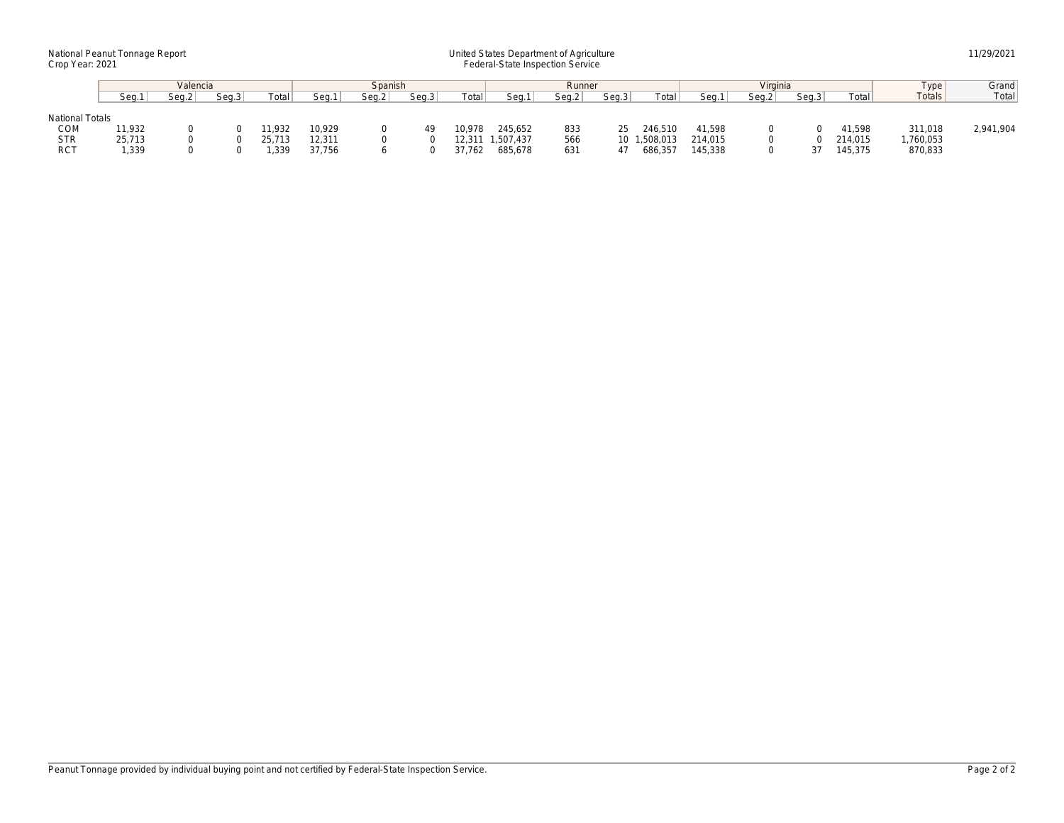National Peanut Tonnage Report
Crop Year: 2021

United States Department of Agriculture
Federal-State Inspection Service

11/29/2021

| | Valencia | | | | Spanish | | | | Runner | | | | Virginia | | | | Type | Grand |
|---|---|---|---|---|---|---|---|---|---|---|---|---|---|---|---|---|---|---|
| | Seg.1 | Seg.2 | Seg.3 | Total | Seg.1 | Seg.2 | Seg.3 | Total | Seg.1 | Seg.2 | Seg.3 | Total | Seg.1 | Seg.2 | Seg.3 | Total | Totals | Total |
| National Totals | | | | | | | | | | | | | | | | | | |
| COM | 11,932 | 0 | 0 | 11,932 | 10,929 | 0 | 49 | 10,978 | 245,652 | 833 | 25 | 246,510 | 41,598 | 0 | 0 | 41,598 | 311,018 | 2,941,904 |
| STR | 25,713 | 0 | 0 | 25,713 | 12,311 | 0 | 0 | 12,311 | 1,507,437 | 566 | 10 | 1,508,013 | 214,015 | 0 | 0 | 214,015 | 1,760,053 | |
| RCT | 1,339 | 0 | 0 | 1,339 | 37,756 | 6 | 0 | 37,762 | 685,678 | 631 | 47 | 686,357 | 145,338 | 0 | 37 | 145,375 | 870,833 | |

Peanut Tonnage provided by individual buying point and not certified by Federal-State Inspection Service.